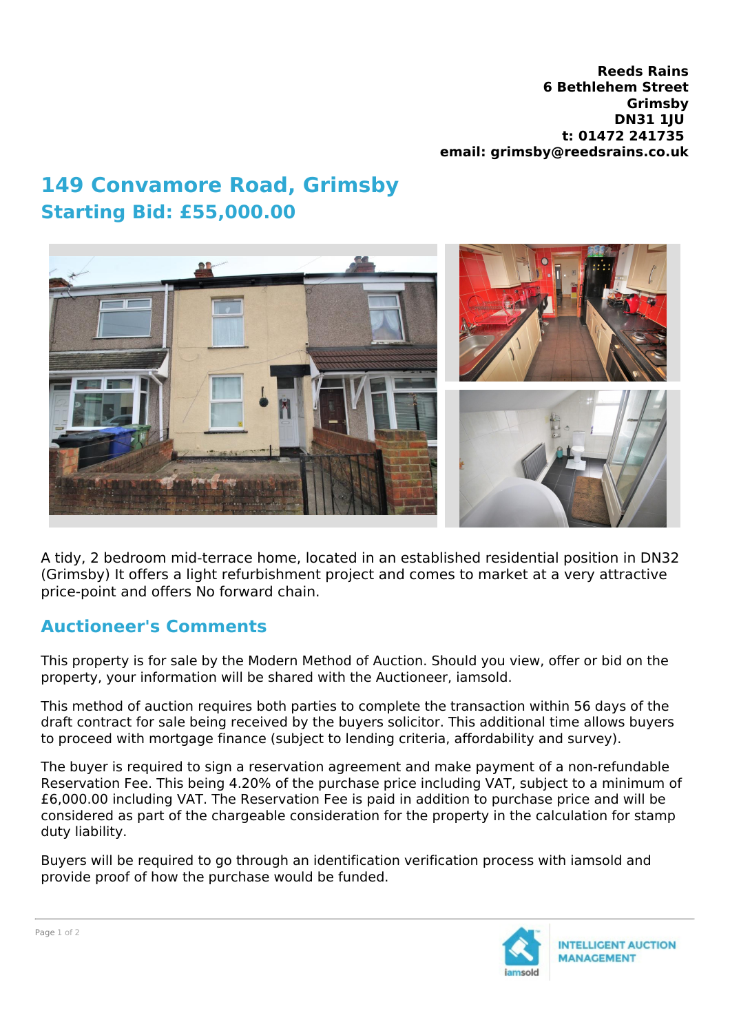**Reeds Rains**
**6 Bethlehem Street**
**Grimsby**
**DN31 1JU**
**t: 01472 241735**
**email: grimsby@reedsrains.co.uk**

# 149 Convamore Road, Grimsby

## Starting Bid: £55,000.00

A tidy, 2 bedroom mid-terrace home, located in an established residential position in DN32 (Grimsby) It offers a light refurbishment project and comes to market at a very attractive price-point and offers No forward chain.

## Auctioneer's Comments

This property is for sale by the Modern Method of Auction. Should you view, offer or bid on the property, your information will be shared with the Auctioneer, iamsold.

This method of auction requires both parties to complete the transaction within 56 days of the draft contract for sale being received by the buyers solicitor. This additional time allows buyers to proceed with mortgage finance (subject to lending criteria, affordability and survey).

The buyer is required to sign a reservation agreement and make payment of a non-refundable Reservation Fee. This being 4.20% of the purchase price including VAT, subject to a minimum of £6,000.00 including VAT. The Reservation Fee is paid in addition to purchase price and will be considered as part of the chargeable consideration for the property in the calculation for stamp duty liability.

Buyers will be required to go through an identification verification process with iamsold and provide proof of how the purchase would be funded.

iamsold INTELLIGENT AUCTION MANAGEMENT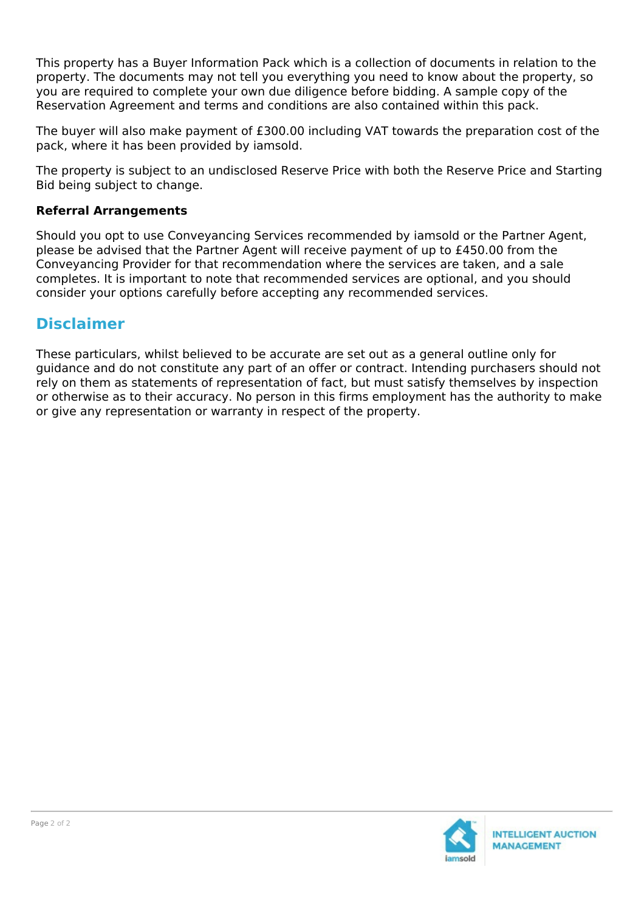This property has a Buyer Information Pack which is a collection of documents in relation to the property. The documents may not tell you everything you need to know about the property, so you are required to complete your own due diligence before bidding. A sample copy of the Reservation Agreement and terms and conditions are also contained within this pack.

The buyer will also make payment of £300.00 including VAT towards the preparation cost of the pack, where it has been provided by iamsold.

The property is subject to an undisclosed Reserve Price with both the Reserve Price and Starting Bid being subject to change.

**Referral Arrangements**

Should you opt to use Conveyancing Services recommended by iamsold or the Partner Agent, please be advised that the Partner Agent will receive payment of up to £450.00 from the Conveyancing Provider for that recommendation where the services are taken, and a sale completes. It is important to note that recommended services are optional, and you should consider your options carefully before accepting any recommended services.

## Disclaimer

These particulars, whilst believed to be accurate are set out as a general outline only for guidance and do not constitute any part of an offer or contract. Intending purchasers should not rely on them as statements of representation of fact, but must satisfy themselves by inspection or otherwise as to their accuracy. No person in this firms employment has the authority to make or give any representation or warranty in respect of the property.